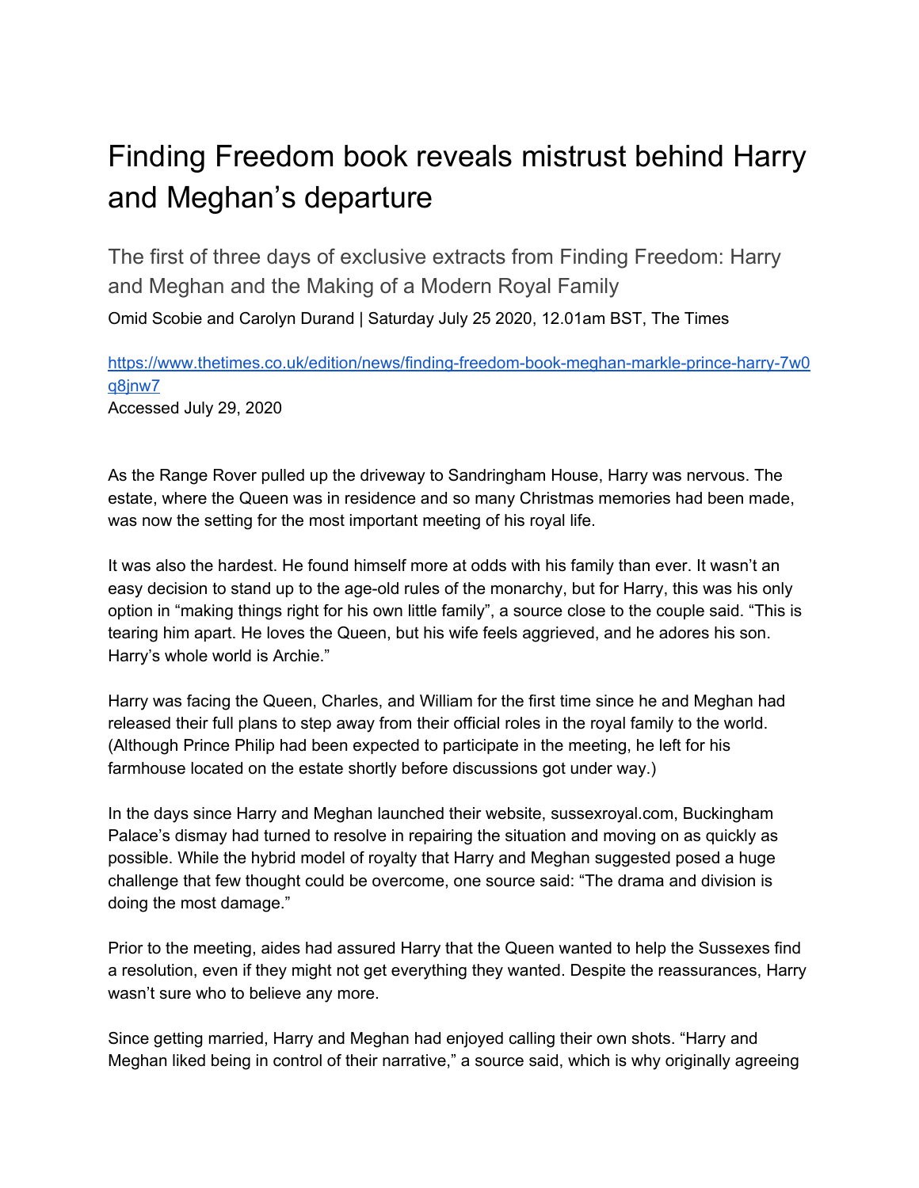# Finding Freedom book reveals mistrust behind Harry and Meghan's departure

## The first of three days of exclusive extracts from Finding Freedom: Harry and Meghan and the Making of a Modern Royal Family

Omid Scobie and Carolyn Durand | Saturday July 25 2020, 12.01am BST, The Times

https://www.thetimes.co.uk/edition/news/finding-freedom-book-meghan-markle-prince-harry-7w0q8jnw7
Accessed July 29, 2020

As the Range Rover pulled up the driveway to Sandringham House, Harry was nervous. The estate, where the Queen was in residence and so many Christmas memories had been made, was now the setting for the most important meeting of his royal life.

It was also the hardest. He found himself more at odds with his family than ever. It wasn't an easy decision to stand up to the age-old rules of the monarchy, but for Harry, this was his only option in "making things right for his own little family", a source close to the couple said. "This is tearing him apart. He loves the Queen, but his wife feels aggrieved, and he adores his son. Harry's whole world is Archie."

Harry was facing the Queen, Charles, and William for the first time since he and Meghan had released their full plans to step away from their official roles in the royal family to the world. (Although Prince Philip had been expected to participate in the meeting, he left for his farmhouse located on the estate shortly before discussions got under way.)

In the days since Harry and Meghan launched their website, sussexroyal.com, Buckingham Palace's dismay had turned to resolve in repairing the situation and moving on as quickly as possible. While the hybrid model of royalty that Harry and Meghan suggested posed a huge challenge that few thought could be overcome, one source said: "The drama and division is doing the most damage."

Prior to the meeting, aides had assured Harry that the Queen wanted to help the Sussexes find a resolution, even if they might not get everything they wanted. Despite the reassurances, Harry wasn't sure who to believe any more.

Since getting married, Harry and Meghan had enjoyed calling their own shots. "Harry and Meghan liked being in control of their narrative," a source said, which is why originally agreeing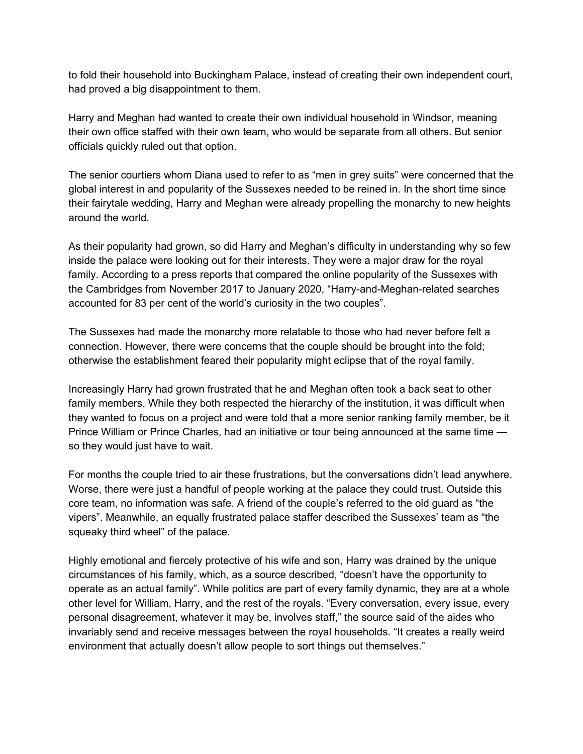to fold their household into Buckingham Palace, instead of creating their own independent court, had proved a big disappointment to them.

Harry and Meghan had wanted to create their own individual household in Windsor, meaning their own office staffed with their own team, who would be separate from all others. But senior officials quickly ruled out that option.

The senior courtiers whom Diana used to refer to as “men in grey suits” were concerned that the global interest in and popularity of the Sussexes needed to be reined in. In the short time since their fairytale wedding, Harry and Meghan were already propelling the monarchy to new heights around the world.

As their popularity had grown, so did Harry and Meghan’s difficulty in understanding why so few inside the palace were looking out for their interests. They were a major draw for the royal family. According to a press reports that compared the online popularity of the Sussexes with the Cambridges from November 2017 to January 2020, “Harry-and-Meghan-related searches accounted for 83 per cent of the world’s curiosity in the two couples”.

The Sussexes had made the monarchy more relatable to those who had never before felt a connection. However, there were concerns that the couple should be brought into the fold; otherwise the establishment feared their popularity might eclipse that of the royal family.

Increasingly Harry had grown frustrated that he and Meghan often took a back seat to other family members. While they both respected the hierarchy of the institution, it was difficult when they wanted to focus on a project and were told that a more senior ranking family member, be it Prince William or Prince Charles, had an initiative or tour being announced at the same time — so they would just have to wait.

For months the couple tried to air these frustrations, but the conversations didn’t lead anywhere. Worse, there were just a handful of people working at the palace they could trust. Outside this core team, no information was safe. A friend of the couple’s referred to the old guard as “the vipers”. Meanwhile, an equally frustrated palace staffer described the Sussexes’ team as “the squeaky third wheel” of the palace.

Highly emotional and fiercely protective of his wife and son, Harry was drained by the unique circumstances of his family, which, as a source described, “doesn’t have the opportunity to operate as an actual family”. While politics are part of every family dynamic, they are at a whole other level for William, Harry, and the rest of the royals. “Every conversation, every issue, every personal disagreement, whatever it may be, involves staff,” the source said of the aides who invariably send and receive messages between the royal households. “It creates a really weird environment that actually doesn’t allow people to sort things out themselves.”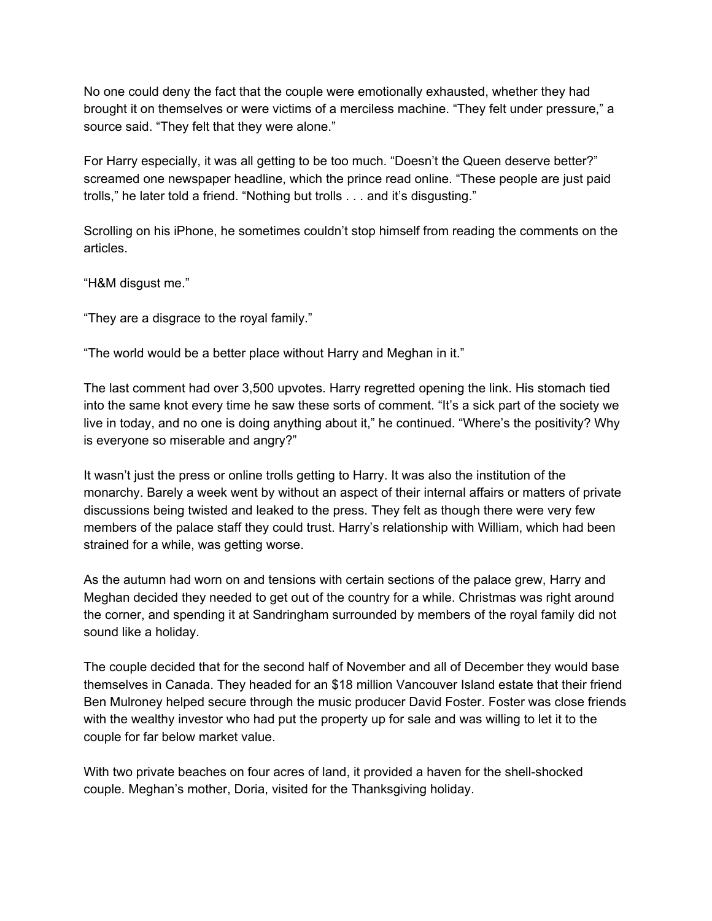No one could deny the fact that the couple were emotionally exhausted, whether they had brought it on themselves or were victims of a merciless machine. “They felt under pressure,” a source said. “They felt that they were alone.”

For Harry especially, it was all getting to be too much. “Doesn’t the Queen deserve better?” screamed one newspaper headline, which the prince read online. “These people are just paid trolls,” he later told a friend. “Nothing but trolls . . . and it’s disgusting.”

Scrolling on his iPhone, he sometimes couldn’t stop himself from reading the comments on the articles.

“H&M disgust me.”

“They are a disgrace to the royal family.”

“The world would be a better place without Harry and Meghan in it.”

The last comment had over 3,500 upvotes. Harry regretted opening the link. His stomach tied into the same knot every time he saw these sorts of comment. “It’s a sick part of the society we live in today, and no one is doing anything about it,” he continued. “Where’s the positivity? Why is everyone so miserable and angry?”

It wasn’t just the press or online trolls getting to Harry. It was also the institution of the monarchy. Barely a week went by without an aspect of their internal affairs or matters of private discussions being twisted and leaked to the press. They felt as though there were very few members of the palace staff they could trust. Harry’s relationship with William, which had been strained for a while, was getting worse.

As the autumn had worn on and tensions with certain sections of the palace grew, Harry and Meghan decided they needed to get out of the country for a while. Christmas was right around the corner, and spending it at Sandringham surrounded by members of the royal family did not sound like a holiday.

The couple decided that for the second half of November and all of December they would base themselves in Canada. They headed for an $18 million Vancouver Island estate that their friend Ben Mulroney helped secure through the music producer David Foster. Foster was close friends with the wealthy investor who had put the property up for sale and was willing to let it to the couple for far below market value.

With two private beaches on four acres of land, it provided a haven for the shell-shocked couple. Meghan’s mother, Doria, visited for the Thanksgiving holiday.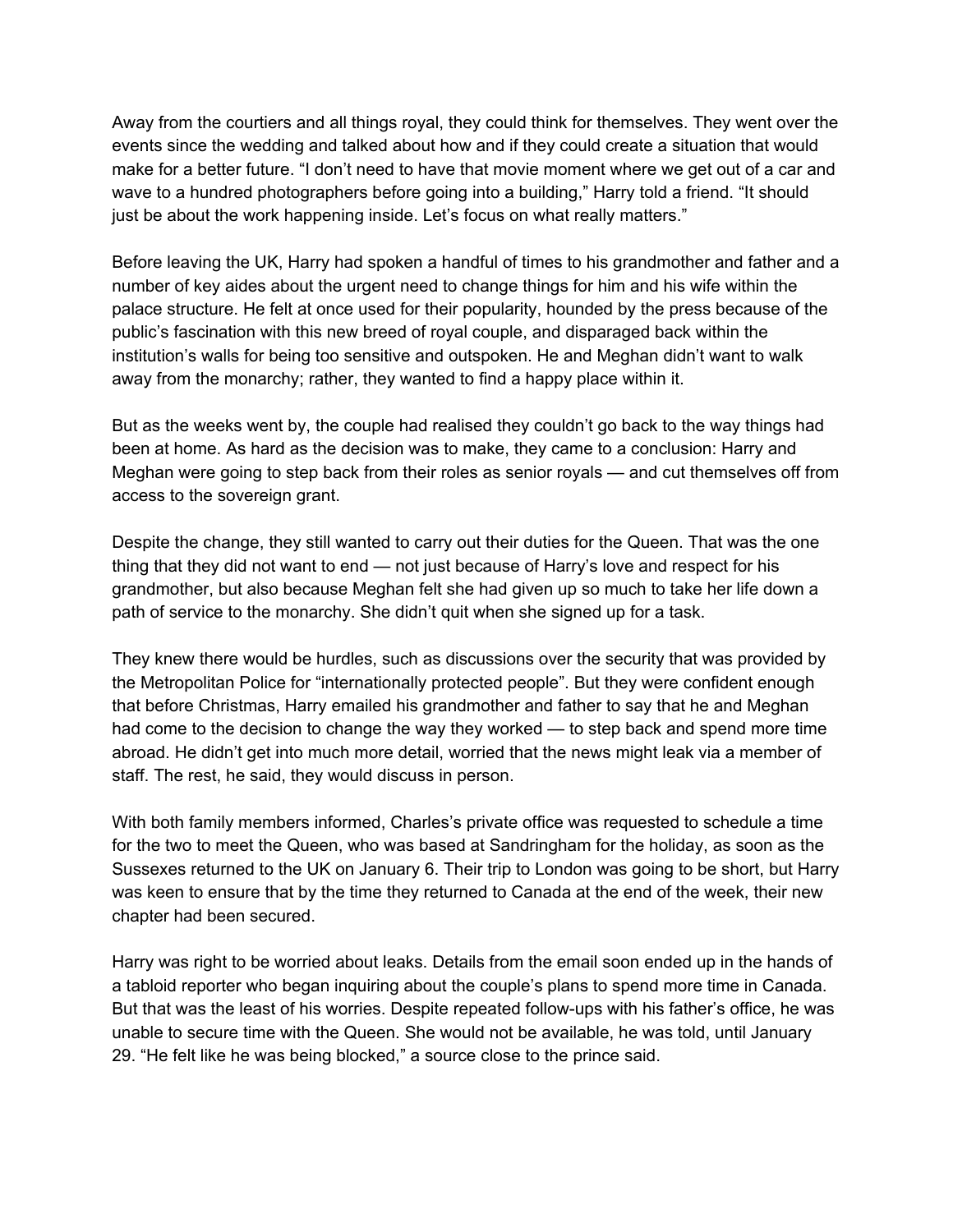Away from the courtiers and all things royal, they could think for themselves. They went over the events since the wedding and talked about how and if they could create a situation that would make for a better future. “I don’t need to have that movie moment where we get out of a car and wave to a hundred photographers before going into a building,” Harry told a friend. “It should just be about the work happening inside. Let’s focus on what really matters.”

Before leaving the UK, Harry had spoken a handful of times to his grandmother and father and a number of key aides about the urgent need to change things for him and his wife within the palace structure. He felt at once used for their popularity, hounded by the press because of the public’s fascination with this new breed of royal couple, and disparaged back within the institution’s walls for being too sensitive and outspoken. He and Meghan didn’t want to walk away from the monarchy; rather, they wanted to find a happy place within it.

But as the weeks went by, the couple had realised they couldn’t go back to the way things had been at home. As hard as the decision was to make, they came to a conclusion: Harry and Meghan were going to step back from their roles as senior royals — and cut themselves off from access to the sovereign grant.

Despite the change, they still wanted to carry out their duties for the Queen. That was the one thing that they did not want to end — not just because of Harry’s love and respect for his grandmother, but also because Meghan felt she had given up so much to take her life down a path of service to the monarchy. She didn’t quit when she signed up for a task.

They knew there would be hurdles, such as discussions over the security that was provided by the Metropolitan Police for “internationally protected people”. But they were confident enough that before Christmas, Harry emailed his grandmother and father to say that he and Meghan had come to the decision to change the way they worked — to step back and spend more time abroad. He didn’t get into much more detail, worried that the news might leak via a member of staff. The rest, he said, they would discuss in person.

With both family members informed, Charles’s private office was requested to schedule a time for the two to meet the Queen, who was based at Sandringham for the holiday, as soon as the Sussexes returned to the UK on January 6. Their trip to London was going to be short, but Harry was keen to ensure that by the time they returned to Canada at the end of the week, their new chapter had been secured.

Harry was right to be worried about leaks. Details from the email soon ended up in the hands of a tabloid reporter who began inquiring about the couple’s plans to spend more time in Canada. But that was the least of his worries. Despite repeated follow-ups with his father’s office, he was unable to secure time with the Queen. She would not be available, he was told, until January 29. “He felt like he was being blocked,” a source close to the prince said.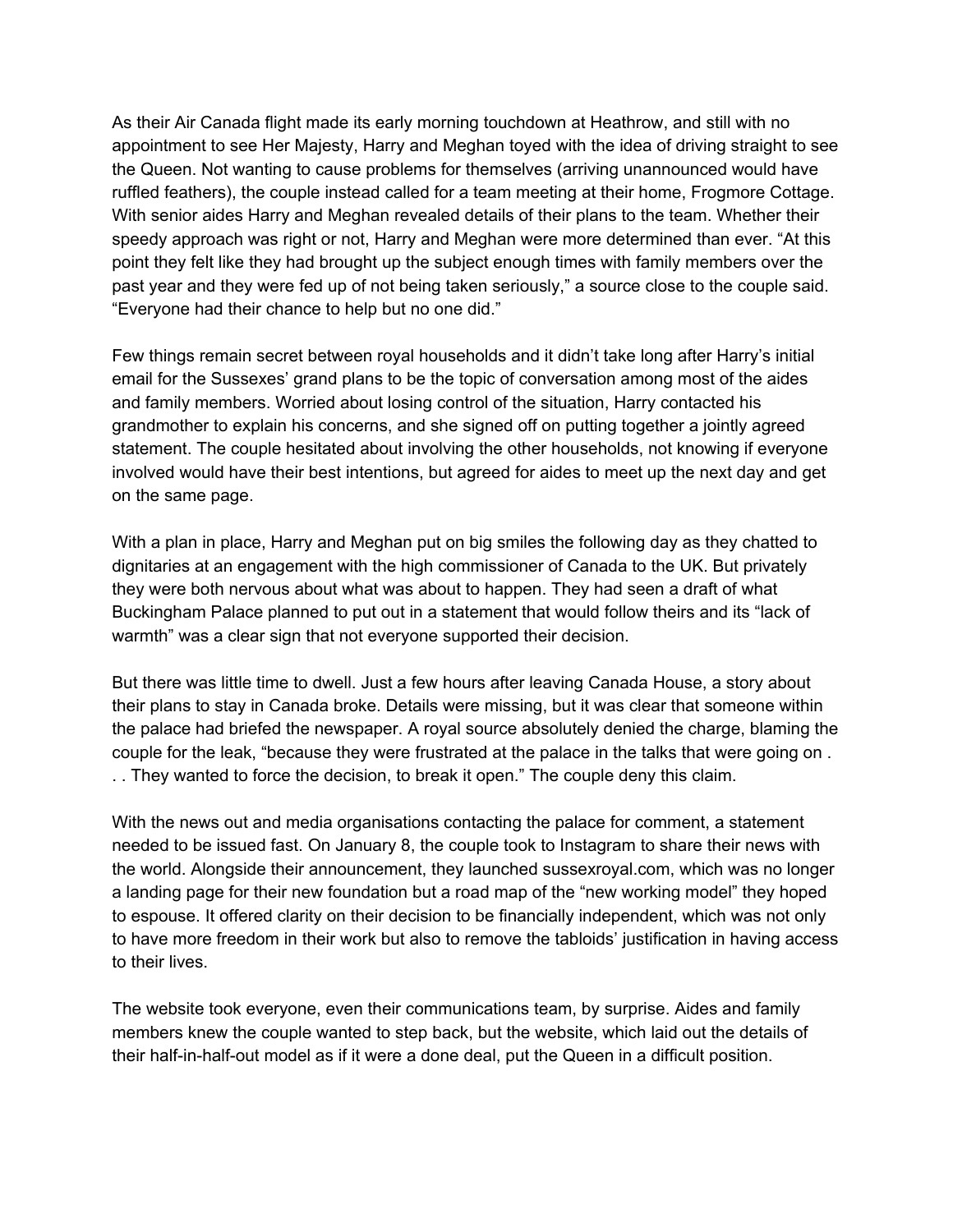As their Air Canada flight made its early morning touchdown at Heathrow, and still with no appointment to see Her Majesty, Harry and Meghan toyed with the idea of driving straight to see the Queen. Not wanting to cause problems for themselves (arriving unannounced would have ruffled feathers), the couple instead called for a team meeting at their home, Frogmore Cottage. With senior aides Harry and Meghan revealed details of their plans to the team. Whether their speedy approach was right or not, Harry and Meghan were more determined than ever. "At this point they felt like they had brought up the subject enough times with family members over the past year and they were fed up of not being taken seriously," a source close to the couple said. "Everyone had their chance to help but no one did."

Few things remain secret between royal households and it didn't take long after Harry's initial email for the Sussexes' grand plans to be the topic of conversation among most of the aides and family members. Worried about losing control of the situation, Harry contacted his grandmother to explain his concerns, and she signed off on putting together a jointly agreed statement. The couple hesitated about involving the other households, not knowing if everyone involved would have their best intentions, but agreed for aides to meet up the next day and get on the same page.

With a plan in place, Harry and Meghan put on big smiles the following day as they chatted to dignitaries at an engagement with the high commissioner of Canada to the UK. But privately they were both nervous about what was about to happen. They had seen a draft of what Buckingham Palace planned to put out in a statement that would follow theirs and its "lack of warmth" was a clear sign that not everyone supported their decision.

But there was little time to dwell. Just a few hours after leaving Canada House, a story about their plans to stay in Canada broke. Details were missing, but it was clear that someone within the palace had briefed the newspaper. A royal source absolutely denied the charge, blaming the couple for the leak, "because they were frustrated at the palace in the talks that were going on . . . They wanted to force the decision, to break it open." The couple deny this claim.

With the news out and media organisations contacting the palace for comment, a statement needed to be issued fast. On January 8, the couple took to Instagram to share their news with the world. Alongside their announcement, they launched sussexroyal.com, which was no longer a landing page for their new foundation but a road map of the "new working model" they hoped to espouse. It offered clarity on their decision to be financially independent, which was not only to have more freedom in their work but also to remove the tabloids' justification in having access to their lives.

The website took everyone, even their communications team, by surprise. Aides and family members knew the couple wanted to step back, but the website, which laid out the details of their half-in-half-out model as if it were a done deal, put the Queen in a difficult position.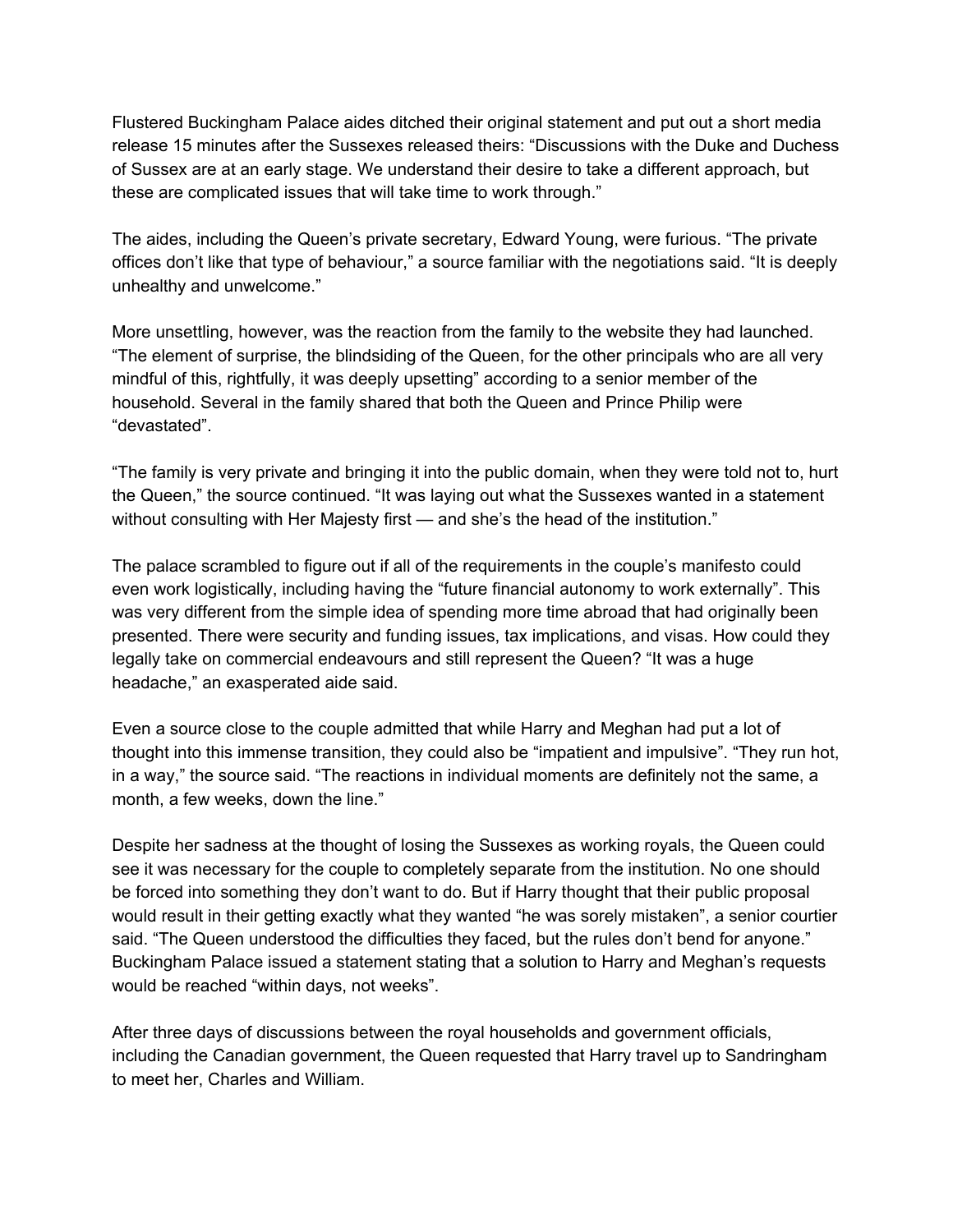Flustered Buckingham Palace aides ditched their original statement and put out a short media release 15 minutes after the Sussexes released theirs: "Discussions with the Duke and Duchess of Sussex are at an early stage. We understand their desire to take a different approach, but these are complicated issues that will take time to work through."

The aides, including the Queen's private secretary, Edward Young, were furious. "The private offices don't like that type of behaviour," a source familiar with the negotiations said. "It is deeply unhealthy and unwelcome."

More unsettling, however, was the reaction from the family to the website they had launched. "The element of surprise, the blindsiding of the Queen, for the other principals who are all very mindful of this, rightfully, it was deeply upsetting" according to a senior member of the household. Several in the family shared that both the Queen and Prince Philip were "devastated".

"The family is very private and bringing it into the public domain, when they were told not to, hurt the Queen," the source continued. "It was laying out what the Sussexes wanted in a statement without consulting with Her Majesty first — and she's the head of the institution."

The palace scrambled to figure out if all of the requirements in the couple's manifesto could even work logistically, including having the "future financial autonomy to work externally". This was very different from the simple idea of spending more time abroad that had originally been presented. There were security and funding issues, tax implications, and visas. How could they legally take on commercial endeavours and still represent the Queen? "It was a huge headache," an exasperated aide said.

Even a source close to the couple admitted that while Harry and Meghan had put a lot of thought into this immense transition, they could also be "impatient and impulsive". "They run hot, in a way," the source said. "The reactions in individual moments are definitely not the same, a month, a few weeks, down the line."

Despite her sadness at the thought of losing the Sussexes as working royals, the Queen could see it was necessary for the couple to completely separate from the institution. No one should be forced into something they don't want to do. But if Harry thought that their public proposal would result in their getting exactly what they wanted "he was sorely mistaken", a senior courtier said. "The Queen understood the difficulties they faced, but the rules don't bend for anyone." Buckingham Palace issued a statement stating that a solution to Harry and Meghan's requests would be reached "within days, not weeks".

After three days of discussions between the royal households and government officials, including the Canadian government, the Queen requested that Harry travel up to Sandringham to meet her, Charles and William.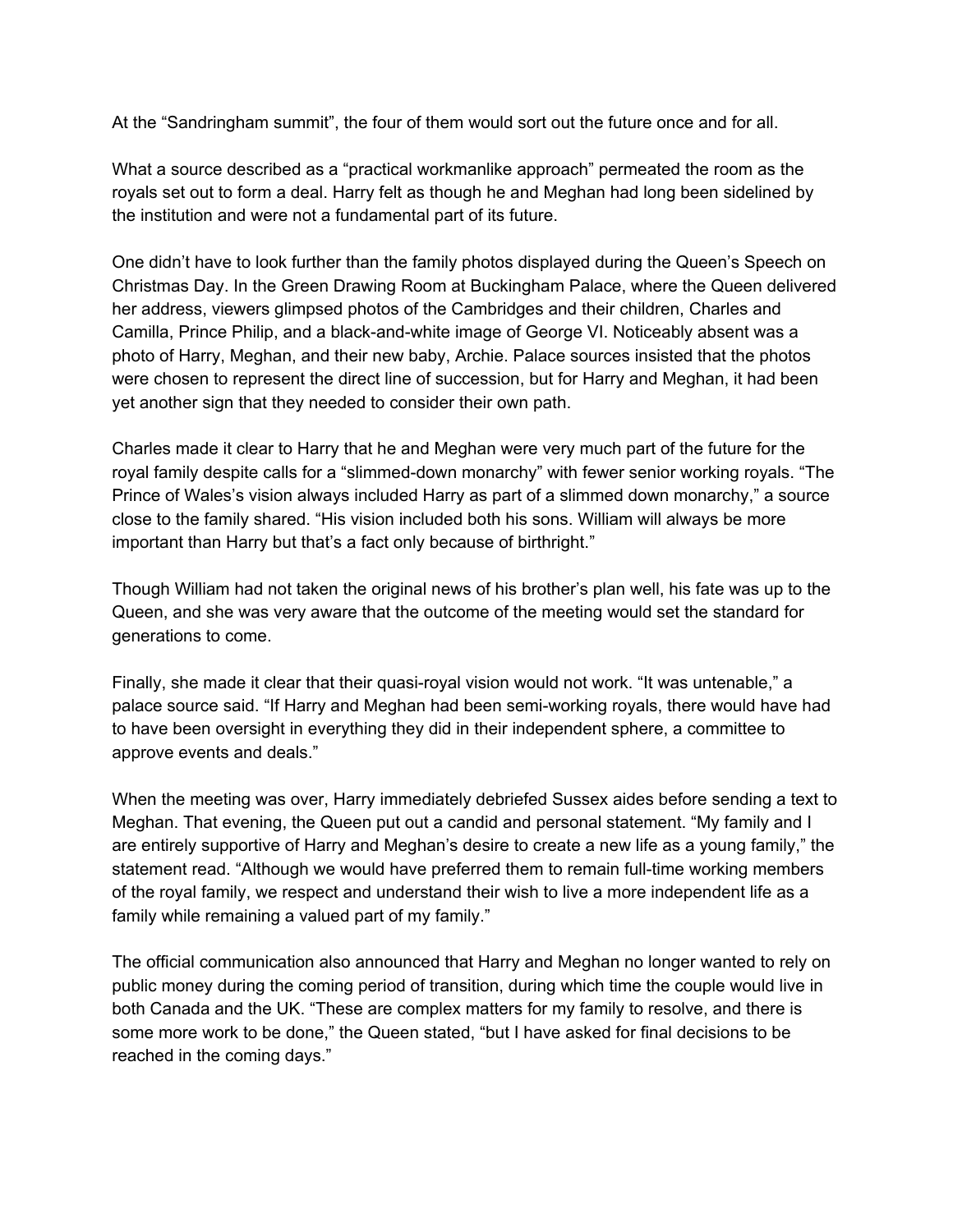At the “Sandringham summit”, the four of them would sort out the future once and for all.

What a source described as a “practical workmanlike approach” permeated the room as the royals set out to form a deal. Harry felt as though he and Meghan had long been sidelined by the institution and were not a fundamental part of its future.

One didn’t have to look further than the family photos displayed during the Queen’s Speech on Christmas Day. In the Green Drawing Room at Buckingham Palace, where the Queen delivered her address, viewers glimpsed photos of the Cambridges and their children, Charles and Camilla, Prince Philip, and a black-and-white image of George VI. Noticeably absent was a photo of Harry, Meghan, and their new baby, Archie. Palace sources insisted that the photos were chosen to represent the direct line of succession, but for Harry and Meghan, it had been yet another sign that they needed to consider their own path.

Charles made it clear to Harry that he and Meghan were very much part of the future for the royal family despite calls for a “slimmed-down monarchy” with fewer senior working royals. “The Prince of Wales’s vision always included Harry as part of a slimmed down monarchy,” a source close to the family shared. “His vision included both his sons. William will always be more important than Harry but that’s a fact only because of birthright.”

Though William had not taken the original news of his brother’s plan well, his fate was up to the Queen, and she was very aware that the outcome of the meeting would set the standard for generations to come.

Finally, she made it clear that their quasi-royal vision would not work. “It was untenable,” a palace source said. “If Harry and Meghan had been semi-working royals, there would have had to have been oversight in everything they did in their independent sphere, a committee to approve events and deals.”

When the meeting was over, Harry immediately debriefed Sussex aides before sending a text to Meghan. That evening, the Queen put out a candid and personal statement. “My family and I are entirely supportive of Harry and Meghan’s desire to create a new life as a young family,” the statement read. “Although we would have preferred them to remain full-time working members of the royal family, we respect and understand their wish to live a more independent life as a family while remaining a valued part of my family.”

The official communication also announced that Harry and Meghan no longer wanted to rely on public money during the coming period of transition, during which time the couple would live in both Canada and the UK. “These are complex matters for my family to resolve, and there is some more work to be done,” the Queen stated, “but I have asked for final decisions to be reached in the coming days.”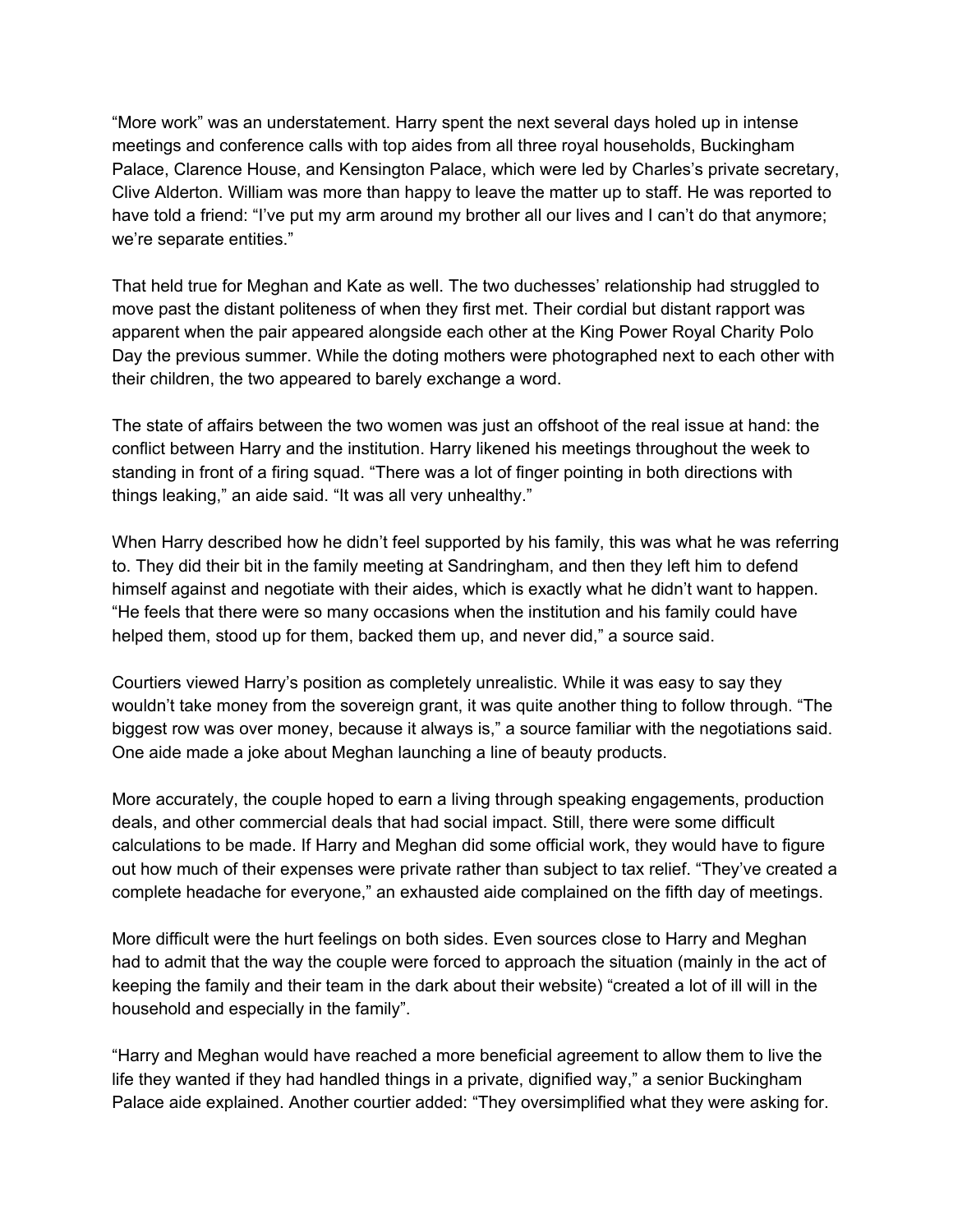"More work" was an understatement. Harry spent the next several days holed up in intense meetings and conference calls with top aides from all three royal households, Buckingham Palace, Clarence House, and Kensington Palace, which were led by Charles's private secretary, Clive Alderton. William was more than happy to leave the matter up to staff. He was reported to have told a friend: "I've put my arm around my brother all our lives and I can't do that anymore; we're separate entities."

That held true for Meghan and Kate as well. The two duchesses' relationship had struggled to move past the distant politeness of when they first met. Their cordial but distant rapport was apparent when the pair appeared alongside each other at the King Power Royal Charity Polo Day the previous summer. While the doting mothers were photographed next to each other with their children, the two appeared to barely exchange a word.

The state of affairs between the two women was just an offshoot of the real issue at hand: the conflict between Harry and the institution. Harry likened his meetings throughout the week to standing in front of a firing squad. "There was a lot of finger pointing in both directions with things leaking," an aide said. "It was all very unhealthy."

When Harry described how he didn't feel supported by his family, this was what he was referring to. They did their bit in the family meeting at Sandringham, and then they left him to defend himself against and negotiate with their aides, which is exactly what he didn't want to happen. "He feels that there were so many occasions when the institution and his family could have helped them, stood up for them, backed them up, and never did," a source said.

Courtiers viewed Harry's position as completely unrealistic. While it was easy to say they wouldn't take money from the sovereign grant, it was quite another thing to follow through. "The biggest row was over money, because it always is," a source familiar with the negotiations said. One aide made a joke about Meghan launching a line of beauty products.

More accurately, the couple hoped to earn a living through speaking engagements, production deals, and other commercial deals that had social impact. Still, there were some difficult calculations to be made. If Harry and Meghan did some official work, they would have to figure out how much of their expenses were private rather than subject to tax relief. "They've created a complete headache for everyone," an exhausted aide complained on the fifth day of meetings.

More difficult were the hurt feelings on both sides. Even sources close to Harry and Meghan had to admit that the way the couple were forced to approach the situation (mainly in the act of keeping the family and their team in the dark about their website) "created a lot of ill will in the household and especially in the family".

"Harry and Meghan would have reached a more beneficial agreement to allow them to live the life they wanted if they had handled things in a private, dignified way," a senior Buckingham Palace aide explained. Another courtier added: "They oversimplified what they were asking for.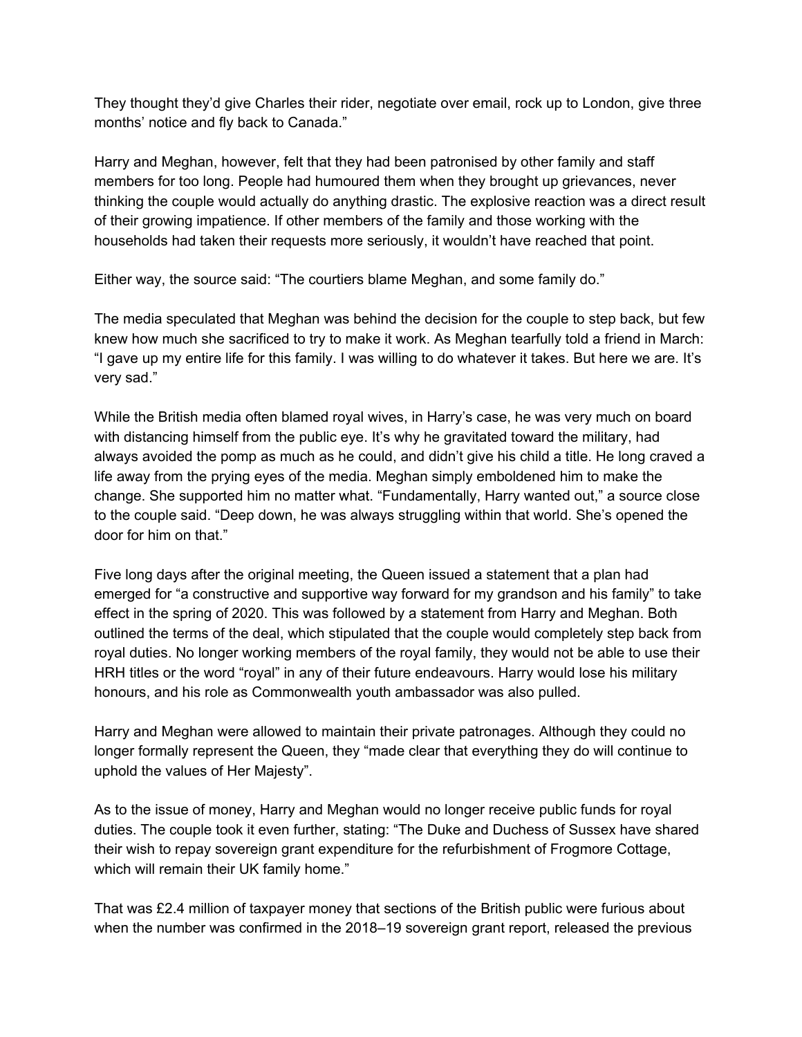They thought they'd give Charles their rider, negotiate over email, rock up to London, give three months' notice and fly back to Canada."

Harry and Meghan, however, felt that they had been patronised by other family and staff members for too long. People had humoured them when they brought up grievances, never thinking the couple would actually do anything drastic. The explosive reaction was a direct result of their growing impatience. If other members of the family and those working with the households had taken their requests more seriously, it wouldn't have reached that point.

Either way, the source said: "The courtiers blame Meghan, and some family do."

The media speculated that Meghan was behind the decision for the couple to step back, but few knew how much she sacrificed to try to make it work. As Meghan tearfully told a friend in March: "I gave up my entire life for this family. I was willing to do whatever it takes. But here we are. It's very sad."

While the British media often blamed royal wives, in Harry's case, he was very much on board with distancing himself from the public eye. It's why he gravitated toward the military, had always avoided the pomp as much as he could, and didn't give his child a title. He long craved a life away from the prying eyes of the media. Meghan simply emboldened him to make the change. She supported him no matter what. "Fundamentally, Harry wanted out," a source close to the couple said. "Deep down, he was always struggling within that world. She's opened the door for him on that."

Five long days after the original meeting, the Queen issued a statement that a plan had emerged for "a constructive and supportive way forward for my grandson and his family" to take effect in the spring of 2020. This was followed by a statement from Harry and Meghan. Both outlined the terms of the deal, which stipulated that the couple would completely step back from royal duties. No longer working members of the royal family, they would not be able to use their HRH titles or the word "royal" in any of their future endeavours. Harry would lose his military honours, and his role as Commonwealth youth ambassador was also pulled.

Harry and Meghan were allowed to maintain their private patronages. Although they could no longer formally represent the Queen, they "made clear that everything they do will continue to uphold the values of Her Majesty".

As to the issue of money, Harry and Meghan would no longer receive public funds for royal duties. The couple took it even further, stating: "The Duke and Duchess of Sussex have shared their wish to repay sovereign grant expenditure for the refurbishment of Frogmore Cottage, which will remain their UK family home."

That was £2.4 million of taxpayer money that sections of the British public were furious about when the number was confirmed in the 2018–19 sovereign grant report, released the previous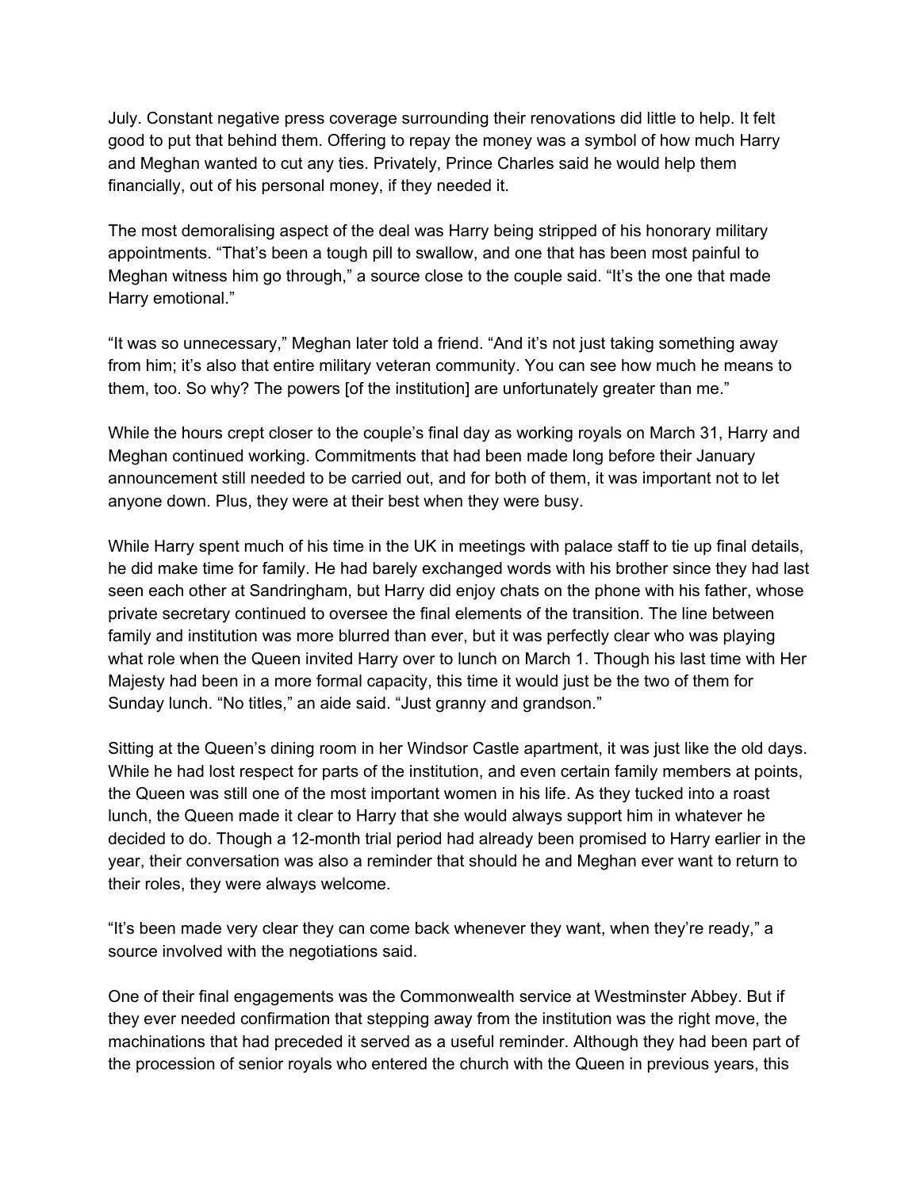July. Constant negative press coverage surrounding their renovations did little to help. It felt good to put that behind them. Offering to repay the money was a symbol of how much Harry and Meghan wanted to cut any ties. Privately, Prince Charles said he would help them financially, out of his personal money, if they needed it.

The most demoralising aspect of the deal was Harry being stripped of his honorary military appointments. "That's been a tough pill to swallow, and one that has been most painful to Meghan witness him go through," a source close to the couple said. "It's the one that made Harry emotional."

"It was so unnecessary," Meghan later told a friend. "And it's not just taking something away from him; it's also that entire military veteran community. You can see how much he means to them, too. So why? The powers [of the institution] are unfortunately greater than me."

While the hours crept closer to the couple's final day as working royals on March 31, Harry and Meghan continued working. Commitments that had been made long before their January announcement still needed to be carried out, and for both of them, it was important not to let anyone down. Plus, they were at their best when they were busy.

While Harry spent much of his time in the UK in meetings with palace staff to tie up final details, he did make time for family. He had barely exchanged words with his brother since they had last seen each other at Sandringham, but Harry did enjoy chats on the phone with his father, whose private secretary continued to oversee the final elements of the transition. The line between family and institution was more blurred than ever, but it was perfectly clear who was playing what role when the Queen invited Harry over to lunch on March 1. Though his last time with Her Majesty had been in a more formal capacity, this time it would just be the two of them for Sunday lunch. "No titles," an aide said. "Just granny and grandson."

Sitting at the Queen's dining room in her Windsor Castle apartment, it was just like the old days. While he had lost respect for parts of the institution, and even certain family members at points, the Queen was still one of the most important women in his life. As they tucked into a roast lunch, the Queen made it clear to Harry that she would always support him in whatever he decided to do. Though a 12-month trial period had already been promised to Harry earlier in the year, their conversation was also a reminder that should he and Meghan ever want to return to their roles, they were always welcome.

"It's been made very clear they can come back whenever they want, when they're ready," a source involved with the negotiations said.

One of their final engagements was the Commonwealth service at Westminster Abbey. But if they ever needed confirmation that stepping away from the institution was the right move, the machinations that had preceded it served as a useful reminder. Although they had been part of the procession of senior royals who entered the church with the Queen in previous years, this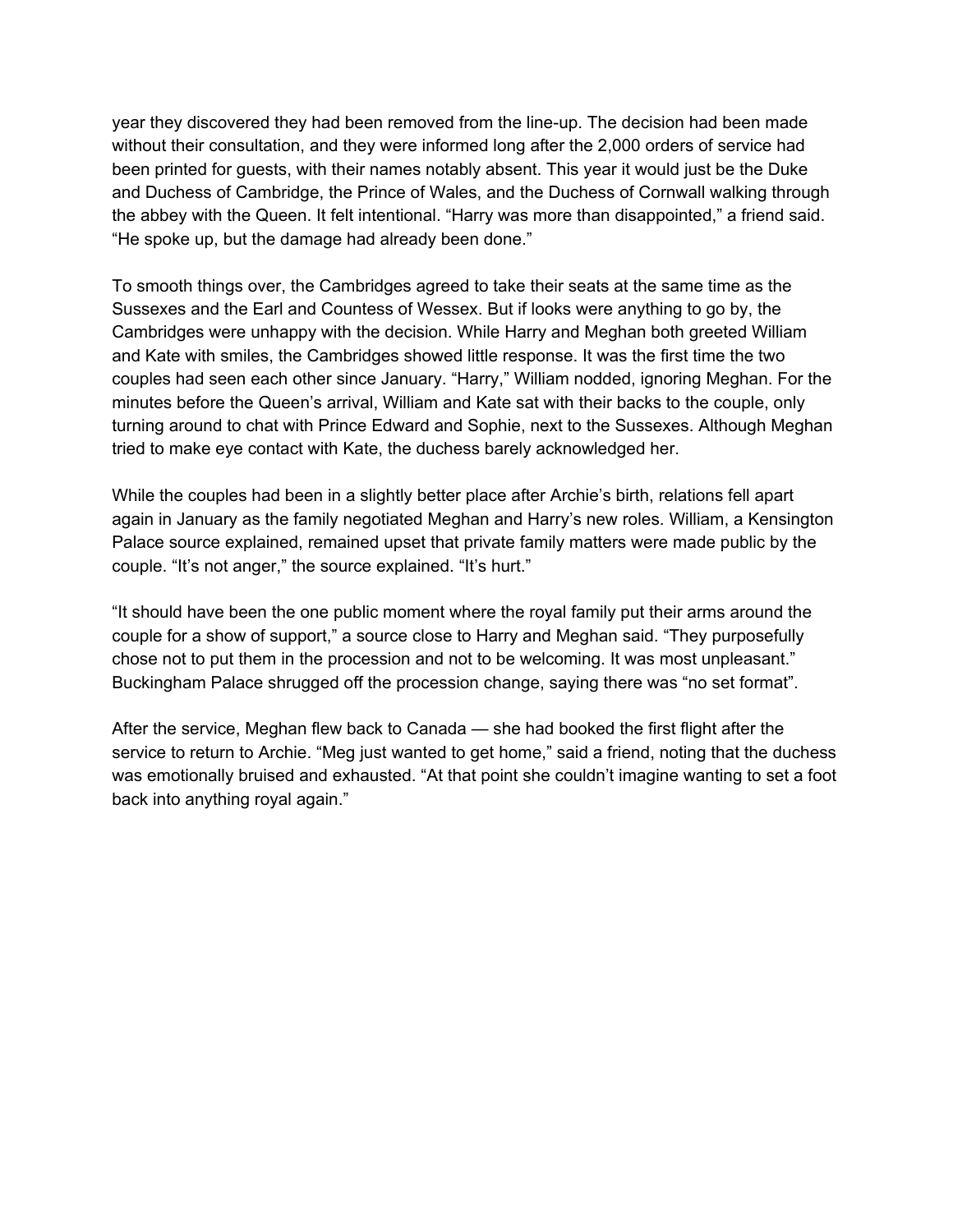year they discovered they had been removed from the line-up. The decision had been made without their consultation, and they were informed long after the 2,000 orders of service had been printed for guests, with their names notably absent. This year it would just be the Duke and Duchess of Cambridge, the Prince of Wales, and the Duchess of Cornwall walking through the abbey with the Queen. It felt intentional. “Harry was more than disappointed,” a friend said. “He spoke up, but the damage had already been done.”

To smooth things over, the Cambridges agreed to take their seats at the same time as the Sussexes and the Earl and Countess of Wessex. But if looks were anything to go by, the Cambridges were unhappy with the decision. While Harry and Meghan both greeted William and Kate with smiles, the Cambridges showed little response. It was the first time the two couples had seen each other since January. “Harry,” William nodded, ignoring Meghan. For the minutes before the Queen’s arrival, William and Kate sat with their backs to the couple, only turning around to chat with Prince Edward and Sophie, next to the Sussexes. Although Meghan tried to make eye contact with Kate, the duchess barely acknowledged her.

While the couples had been in a slightly better place after Archie’s birth, relations fell apart again in January as the family negotiated Meghan and Harry’s new roles. William, a Kensington Palace source explained, remained upset that private family matters were made public by the couple. “It’s not anger,” the source explained. “It’s hurt.”

“It should have been the one public moment where the royal family put their arms around the couple for a show of support,” a source close to Harry and Meghan said. “They purposefully chose not to put them in the procession and not to be welcoming. It was most unpleasant.” Buckingham Palace shrugged off the procession change, saying there was “no set format”.

After the service, Meghan flew back to Canada — she had booked the first flight after the service to return to Archie. “Meg just wanted to get home,” said a friend, noting that the duchess was emotionally bruised and exhausted. “At that point she couldn’t imagine wanting to set a foot back into anything royal again.”